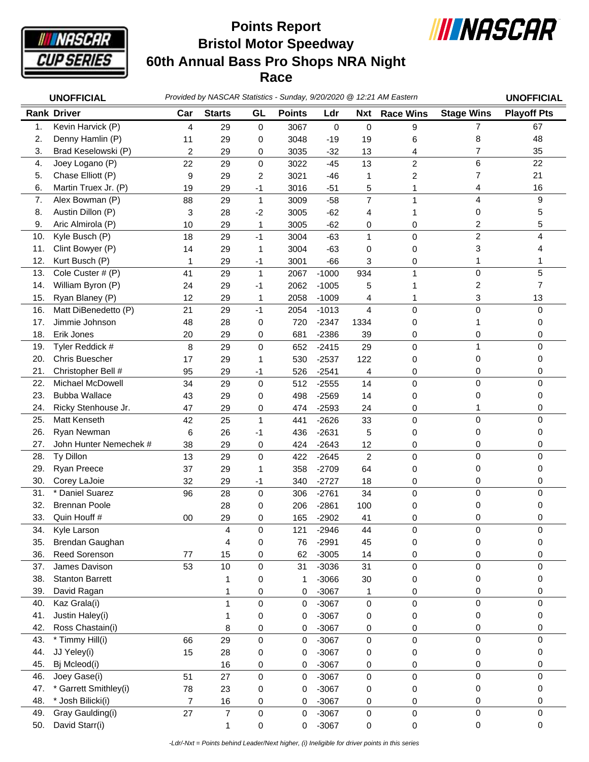# Points Report
# Bristol Motor Speedway
# 60th Annual Bass Pro Shops NRA Night Race

**UNOFFICIAL** *Provided by NASCAR Statistics - Sunday, 9/20/2020 @ 12:21 AM Eastern* **UNOFFICIAL**

| Rank | Driver | Car | Starts | GL | Points | Ldr | Nxt | Race Wins | Stage Wins | Playoff Pts |
|---|---|---|---|---|---|---|---|---|---|---|
| 1. | Kevin Harvick (P) | 4 | 29 | 0 | 3067 | 0 | 0 | 9 | 7 | 67 |
| 2. | Denny Hamlin (P) | 11 | 29 | 0 | 3048 | -19 | 19 | 6 | 8 | 48 |
| 3. | Brad Keselowski (P) | 2 | 29 | 0 | 3035 | -32 | 13 | 4 | 7 | 35 |
| 4. | Joey Logano (P) | 22 | 29 | 0 | 3022 | -45 | 13 | 2 | 6 | 22 |
| 5. | Chase Elliott (P) | 9 | 29 | 2 | 3021 | -46 | 1 | 2 | 7 | 21 |
| 6. | Martin Truex Jr. (P) | 19 | 29 | -1 | 3016 | -51 | 5 | 1 | 4 | 16 |
| 7. | Alex Bowman (P) | 88 | 29 | 1 | 3009 | -58 | 7 | 1 | 4 | 9 |
| 8. | Austin Dillon (P) | 3 | 28 | -2 | 3005 | -62 | 4 | 1 | 0 | 5 |
| 9. | Aric Almirola (P) | 10 | 29 | 1 | 3005 | -62 | 0 | 0 | 2 | 5 |
| 10. | Kyle Busch (P) | 18 | 29 | -1 | 3004 | -63 | 1 | 0 | 2 | 4 |
| 11. | Clint Bowyer (P) | 14 | 29 | 1 | 3004 | -63 | 0 | 0 | 3 | 4 |
| 12. | Kurt Busch (P) | 1 | 29 | -1 | 3001 | -66 | 3 | 0 | 1 | 1 |
| 13. | Cole Custer # (P) | 41 | 29 | 1 | 2067 | -1000 | 934 | 1 | 0 | 5 |
| 14. | William Byron (P) | 24 | 29 | -1 | 2062 | -1005 | 5 | 1 | 2 | 7 |
| 15. | Ryan Blaney (P) | 12 | 29 | 1 | 2058 | -1009 | 4 | 1 | 3 | 13 |
| 16. | Matt DiBenedetto (P) | 21 | 29 | -1 | 2054 | -1013 | 4 | 0 | 0 | 0 |
| 17. | Jimmie Johnson | 48 | 28 | 0 | 720 | -2347 | 1334 | 0 | 1 | 0 |
| 18. | Erik Jones | 20 | 29 | 0 | 681 | -2386 | 39 | 0 | 0 | 0 |
| 19. | Tyler Reddick # | 8 | 29 | 0 | 652 | -2415 | 29 | 0 | 1 | 0 |
| 20. | Chris Buescher | 17 | 29 | 1 | 530 | -2537 | 122 | 0 | 0 | 0 |
| 21. | Christopher Bell # | 95 | 29 | -1 | 526 | -2541 | 4 | 0 | 0 | 0 |
| 22. | Michael McDowell | 34 | 29 | 0 | 512 | -2555 | 14 | 0 | 0 | 0 |
| 23. | Bubba Wallace | 43 | 29 | 0 | 498 | -2569 | 14 | 0 | 0 | 0 |
| 24. | Ricky Stenhouse Jr. | 47 | 29 | 0 | 474 | -2593 | 24 | 0 | 1 | 0 |
| 25. | Matt Kenseth | 42 | 25 | 1 | 441 | -2626 | 33 | 0 | 0 | 0 |
| 26. | Ryan Newman | 6 | 26 | -1 | 436 | -2631 | 5 | 0 | 0 | 0 |
| 27. | John Hunter Nemechek # | 38 | 29 | 0 | 424 | -2643 | 12 | 0 | 0 | 0 |
| 28. | Ty Dillon | 13 | 29 | 0 | 422 | -2645 | 2 | 0 | 0 | 0 |
| 29. | Ryan Preece | 37 | 29 | 1 | 358 | -2709 | 64 | 0 | 0 | 0 |
| 30. | Corey LaJoie | 32 | 29 | -1 | 340 | -2727 | 18 | 0 | 0 | 0 |
| 31. | * Daniel Suarez | 96 | 28 | 0 | 306 | -2761 | 34 | 0 | 0 | 0 |
| 32. | Brennan Poole | | 28 | 0 | 206 | -2861 | 100 | 0 | 0 | 0 |
| 33. | Quin Houff # | 00 | 29 | 0 | 165 | -2902 | 41 | 0 | 0 | 0 |
| 34. | Kyle Larson | | 4 | 0 | 121 | -2946 | 44 | 0 | 0 | 0 |
| 35. | Brendan Gaughan | | 4 | 0 | 76 | -2991 | 45 | 0 | 0 | 0 |
| 36. | Reed Sorenson | 77 | 15 | 0 | 62 | -3005 | 14 | 0 | 0 | 0 |
| 37. | James Davison | 53 | 10 | 0 | 31 | -3036 | 31 | 0 | 0 | 0 |
| 38. | Stanton Barrett | | 1 | 0 | 1 | -3066 | 30 | 0 | 0 | 0 |
| 39. | David Ragan | | 1 | 0 | 0 | -3067 | 1 | 0 | 0 | 0 |
| 40. | Kaz Grala(i) | | 1 | 0 | 0 | -3067 | 0 | 0 | 0 | 0 |
| 41. | Justin Haley(i) | | 1 | 0 | 0 | -3067 | 0 | 0 | 0 | 0 |
| 42. | Ross Chastain(i) | | 8 | 0 | 0 | -3067 | 0 | 0 | 0 | 0 |
| 43. | * Timmy Hill(i) | 66 | 29 | 0 | 0 | -3067 | 0 | 0 | 0 | 0 |
| 44. | JJ Yeley(i) | 15 | 28 | 0 | 0 | -3067 | 0 | 0 | 0 | 0 |
| 45. | Bj Mcleod(i) | | 16 | 0 | 0 | -3067 | 0 | 0 | 0 | 0 |
| 46. | Joey Gase(i) | 51 | 27 | 0 | 0 | -3067 | 0 | 0 | 0 | 0 |
| 47. | * Garrett Smithley(i) | 78 | 23 | 0 | 0 | -3067 | 0 | 0 | 0 | 0 |
| 48. | * Josh Bilicki(i) | 7 | 16 | 0 | 0 | -3067 | 0 | 0 | 0 | 0 |
| 49. | Gray Gaulding(i) | 27 | 7 | 0 | 0 | -3067 | 0 | 0 | 0 | 0 |
| 50. | David Starr(i) | | 1 | 0 | 0 | -3067 | 0 | 0 | 0 | 0 |

*-Ldr/-Nxt = Points behind Leader/Next higher, (i) Ineligible for driver points in this series*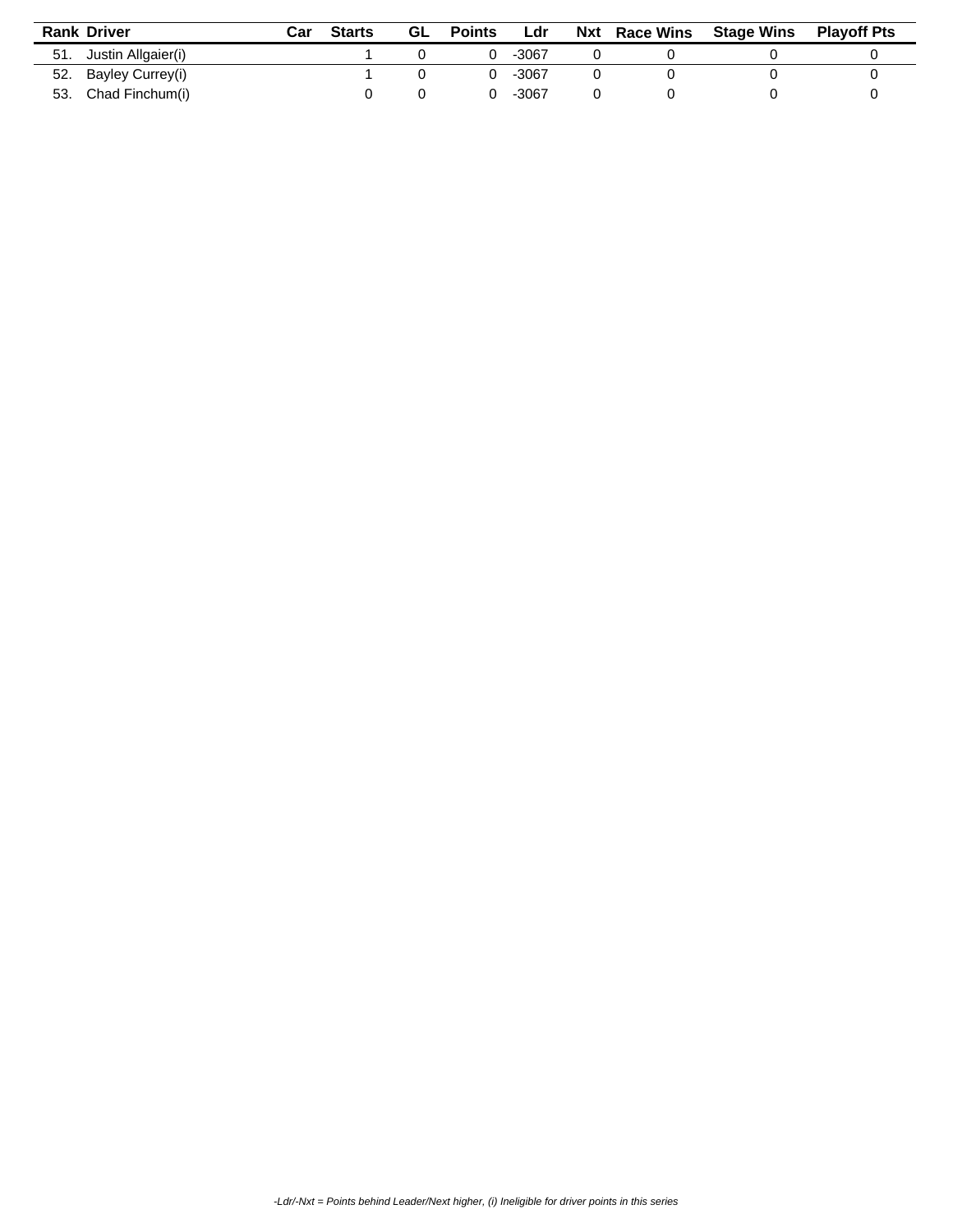| Rank | Driver | Car | Starts | GL | Points | Ldr | Nxt | Race Wins | Stage Wins | Playoff Pts |
|---|---|---|---|---|---|---|---|---|---|---|
| 51. | Justin Allgaier(i) | | 1 | 0 | 0 | -3067 | 0 | 0 | 0 | 0 |
| 52. | Bayley Currey(i) | | 1 | 0 | 0 | -3067 | 0 | 0 | 0 | 0 |
| 53. | Chad Finchum(i) | | 0 | 0 | 0 | -3067 | 0 | 0 | 0 | 0 |

*-Ldr/-Nxt = Points behind Leader/Next higher, (i) Ineligible for driver points in this series*